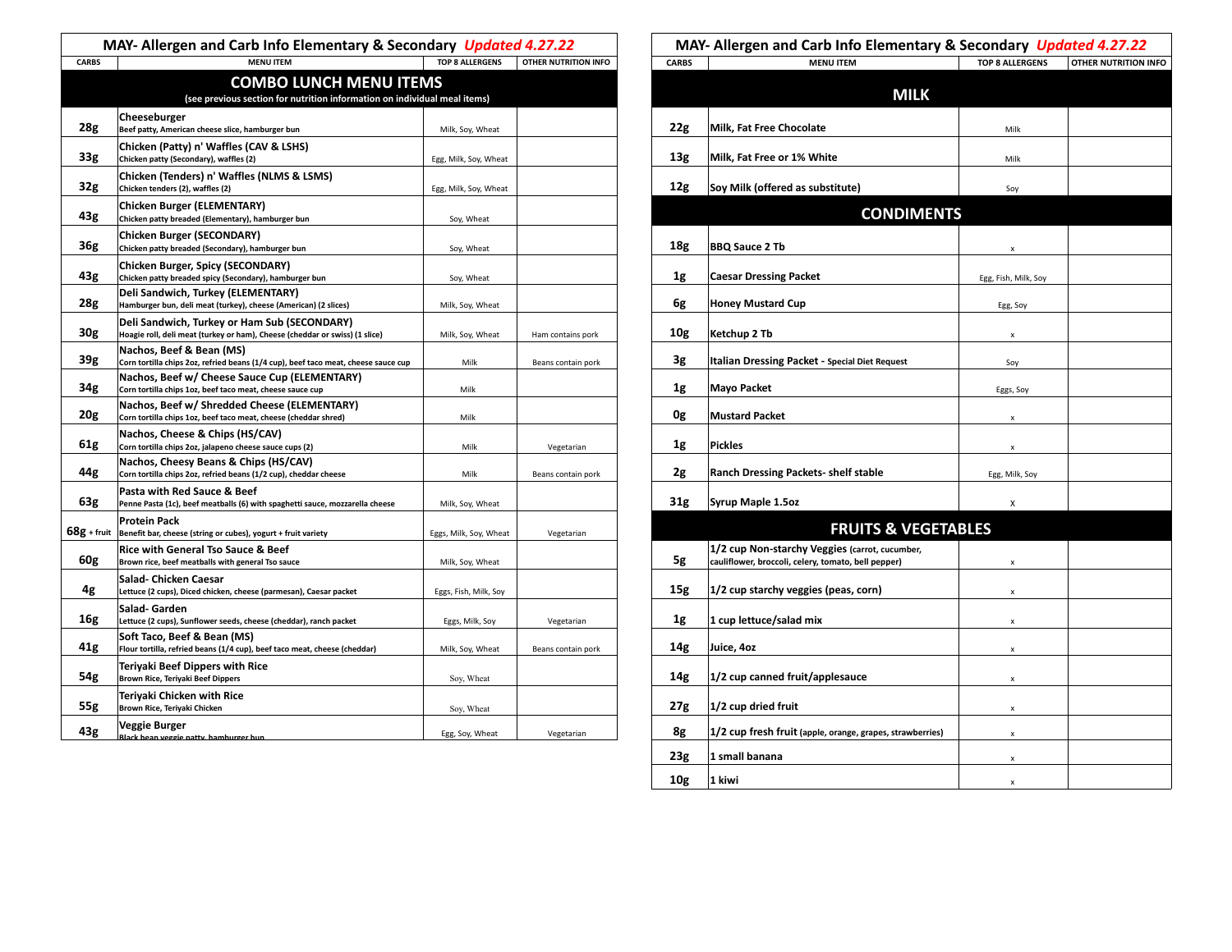## MAY- Allergen and Carb Info Elementary & Secondary *Updated 4.27.22*

| CARBS | MENU ITEM | TOP 8 ALLERGENS | OTHER NUTRITION INFO |
|---|---|---|---|
| | **COMBO LUNCH MENU ITEMS** (see previous section for nutrition information on individual meal items) | | |
| 28g | **Cheeseburger** Beef patty, American cheese slice, hamburger bun | Milk, Soy, Wheat | |
| 33g | **Chicken (Patty) n' Waffles (CAV & LSHS)** Chicken patty (Secondary), waffles (2) | Egg, Milk, Soy, Wheat | |
| 32g | **Chicken (Tenders) n' Waffles (NLMS & LSMS)** Chicken tenders (2), waffles (2) | Egg, Milk, Soy, Wheat | |
| 43g | **Chicken Burger (ELEMENTARY)** Chicken patty breaded (Elementary), hamburger bun | Soy, Wheat | |
| 36g | **Chicken Burger (SECONDARY)** Chicken patty breaded (Secondary), hamburger bun | Soy, Wheat | |
| 43g | **Chicken Burger, Spicy (SECONDARY)** Chicken patty breaded spicy (Secondary), hamburger bun | Soy, Wheat | |
| 28g | **Deli Sandwich, Turkey (ELEMENTARY)** Hamburger bun, deli meat (turkey), cheese (American) (2 slices) | Milk, Soy, Wheat | |
| 30g | **Deli Sandwich, Turkey or Ham Sub (SECONDARY)** Hoagie roll, deli meat (turkey or ham), Cheese (cheddar or swiss) (1 slice) | Milk, Soy, Wheat | Ham contains pork |
| 39g | **Nachos, Beef & Bean (MS)** Corn tortilla chips 2oz, refried beans (1/4 cup), beef taco meat, cheese sauce cup | Milk | Beans contain pork |
| 34g | **Nachos, Beef w/ Cheese Sauce Cup (ELEMENTARY)** Corn tortilla chips 1oz, beef taco meat, cheese sauce cup | Milk | |
| 20g | **Nachos, Beef w/ Shredded Cheese (ELEMENTARY)** Corn tortilla chips 1oz, beef taco meat, cheese (cheddar shred) | Milk | |
| 61g | **Nachos, Cheese & Chips (HS/CAV)** Corn tortilla chips 2oz, jalapeno cheese sauce cups (2) | Milk | Vegetarian |
| 44g | **Nachos, Cheesy Beans & Chips (HS/CAV)** Corn tortilla chips 2oz, refried beans (1/2 cup), cheddar cheese | Milk | Beans contain pork |
| 63g | **Pasta with Red Sauce & Beef** Penne Pasta (1c), beef meatballs (6) with spaghetti sauce, mozzarella cheese | Milk, Soy, Wheat | |
| 68g + fruit | **Protein Pack** Benefit bar, cheese (string or cubes), yogurt + fruit variety | Eggs, Milk, Soy, Wheat | Vegetarian |
| 60g | **Rice with General Tso Sauce & Beef** Brown rice, beef meatballs with general Tso sauce | Milk, Soy, Wheat | |
| 4g | **Salad- Chicken Caesar** Lettuce (2 cups), Diced chicken, cheese (parmesan), Caesar packet | Eggs, Fish, Milk, Soy | |
| 16g | **Salad- Garden** Lettuce (2 cups), Sunflower seeds, cheese (cheddar), ranch packet | Eggs, Milk, Soy | Vegetarian |
| 41g | **Soft Taco, Beef & Bean (MS)** Flour tortilla, refried beans (1/4 cup), beef taco meat, cheese (cheddar) | Milk, Soy, Wheat | Beans contain pork |
| 54g | **Teriyaki Beef Dippers with Rice** Brown Rice, Teriyaki Beef Dippers | Soy, Wheat | |
| 55g | **Teriyaki Chicken with Rice** Brown Rice, Teriyaki Chicken | Soy, Wheat | |
| 43g | **Veggie Burger** Black bean veggie patty, hamburger bun | Egg, Soy, Wheat | Vegetarian |

## MAY- Allergen and Carb Info Elementary & Secondary *Updated 4.27.22*

| CARBS | MENU ITEM | TOP 8 ALLERGENS | OTHER NUTRITION INFO |
|---|---|---|---|
| | **MILK** | | |
| 22g | **Milk, Fat Free Chocolate** | Milk | |
| 13g | **Milk, Fat Free or 1% White** | Milk | |
| 12g | **Soy Milk (offered as substitute)** | Soy | |
| | **CONDIMENTS** | | |
| 18g | **BBQ Sauce 2 Tb** | x | |
| 1g | **Caesar Dressing Packet** | Egg, Fish, Milk, Soy | |
| 6g | **Honey Mustard Cup** | Egg, Soy | |
| 10g | **Ketchup 2 Tb** | x | |
| 3g | **Italian Dressing Packet - Special Diet Request** | Soy | |
| 1g | **Mayo Packet** | Eggs, Soy | |
| 0g | **Mustard Packet** | x | |
| 1g | **Pickles** | x | |
| 2g | **Ranch Dressing Packets- shelf stable** | Egg, Milk, Soy | |
| 31g | **Syrup Maple 1.5oz** | X | |
| | **FRUITS & VEGETABLES** | | |
| 5g | **1/2 cup Non-starchy Veggies** (carrot, cucumber, cauliflower, broccoli, celery, tomato, bell pepper) | x | |
| 15g | **1/2 cup starchy veggies (peas, corn)** | x | |
| 1g | **1 cup lettuce/salad mix** | x | |
| 14g | **Juice, 4oz** | x | |
| 14g | **1/2 cup canned fruit/applesauce** | x | |
| 27g | **1/2 cup dried fruit** | x | |
| 8g | **1/2 cup fresh fruit** (apple, orange, grapes, strawberries) | x | |
| 23g | **1 small banana** | x | |
| 10g | **1 kiwi** | x | |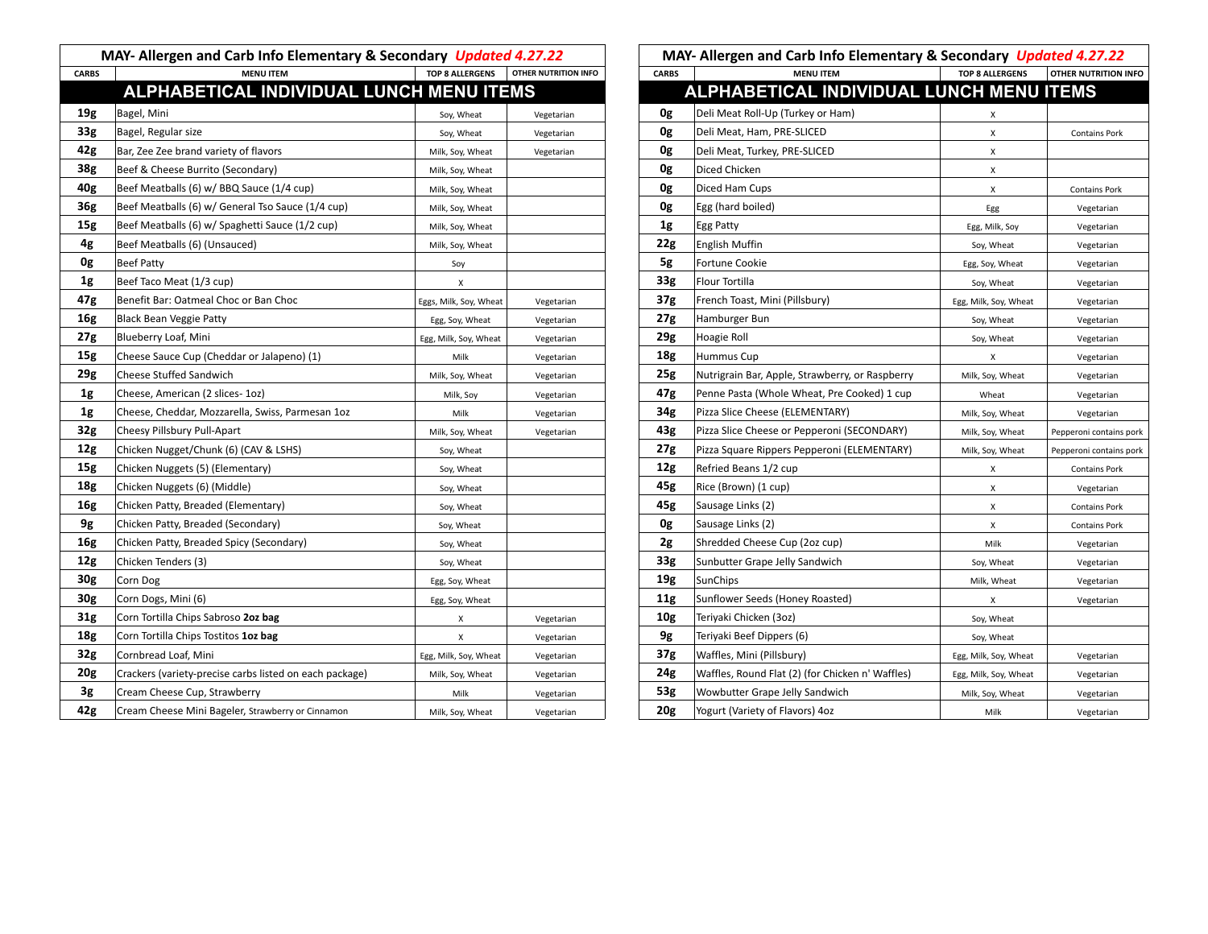## MAY- Allergen and Carb Info Elementary & Secondary *Updated 4.27.22*

### ALPHABETICAL INDIVIDUAL LUNCH MENU ITEMS

| CARBS | MENU ITEM | TOP 8 ALLERGENS | OTHER NUTRITION INFO |
|---|---|---|---|
| **19g** | Bagel, Mini | Soy, Wheat | Vegetarian |
| **33g** | Bagel, Regular size | Soy, Wheat | Vegetarian |
| **42g** | Bar, Zee Zee brand variety of flavors | Milk, Soy, Wheat | Vegetarian |
| **38g** | Beef & Cheese Burrito (Secondary) | Milk, Soy, Wheat | |
| **40g** | Beef Meatballs (6) w/ BBQ Sauce (1/4 cup) | Milk, Soy, Wheat | |
| **36g** | Beef Meatballs (6) w/ General Tso Sauce (1/4 cup) | Milk, Soy, Wheat | |
| **15g** | Beef Meatballs (6) w/ Spaghetti Sauce (1/2 cup) | Milk, Soy, Wheat | |
| **4g** | Beef Meatballs (6) (Unsauced) | Milk, Soy, Wheat | |
| **0g** | Beef Patty | Soy | |
| **1g** | Beef Taco Meat (1/3 cup) | X | |
| **47g** | Benefit Bar: Oatmeal Choc or Ban Choc | Eggs, Milk, Soy, Wheat | Vegetarian |
| **16g** | Black Bean Veggie Patty | Egg, Soy, Wheat | Vegetarian |
| **27g** | Blueberry Loaf, Mini | Egg, Milk, Soy, Wheat | Vegetarian |
| **15g** | Cheese Sauce Cup (Cheddar or Jalapeno) (1) | Milk | Vegetarian |
| **29g** | Cheese Stuffed Sandwich | Milk, Soy, Wheat | Vegetarian |
| **1g** | Cheese, American (2 slices- 1oz) | Milk, Soy | Vegetarian |
| **1g** | Cheese, Cheddar, Mozzarella, Swiss, Parmesan 1oz | Milk | Vegetarian |
| **32g** | Cheesy Pillsbury Pull-Apart | Milk, Soy, Wheat | Vegetarian |
| **12g** | Chicken Nugget/Chunk (6) (CAV & LSHS) | Soy, Wheat | |
| **15g** | Chicken Nuggets (5) (Elementary) | Soy, Wheat | |
| **18g** | Chicken Nuggets (6) (Middle) | Soy, Wheat | |
| **16g** | Chicken Patty, Breaded (Elementary) | Soy, Wheat | |
| **9g** | Chicken Patty, Breaded (Secondary) | Soy, Wheat | |
| **16g** | Chicken Patty, Breaded Spicy (Secondary) | Soy, Wheat | |
| **12g** | Chicken Tenders (3) | Soy, Wheat | |
| **30g** | Corn Dog | Egg, Soy, Wheat | |
| **30g** | Corn Dogs, Mini (6) | Egg, Soy, Wheat | |
| **31g** | Corn Tortilla Chips Sabroso **2oz bag** | X | Vegetarian |
| **18g** | Corn Tortilla Chips Tostitos **1oz bag** | X | Vegetarian |
| **32g** | Cornbread Loaf, Mini | Egg, Milk, Soy, Wheat | Vegetarian |
| **20g** | Crackers (variety-precise carbs listed on each package) | Milk, Soy, Wheat | Vegetarian |
| **3g** | Cream Cheese Cup, Strawberry | Milk | Vegetarian |
| **42g** | Cream Cheese Mini Bageler, Strawberry or Cinnamon | Milk, Soy, Wheat | Vegetarian |
| **0g** | Deli Meat Roll-Up (Turkey or Ham) | X | |
| **0g** | Deli Meat, Ham, PRE-SLICED | X | Contains Pork |
| **0g** | Deli Meat, Turkey, PRE-SLICED | X | |
| **0g** | Diced Chicken | X | |
| **0g** | Diced Ham Cups | X | Contains Pork |
| **0g** | Egg (hard boiled) | Egg | Vegetarian |
| **1g** | Egg Patty | Egg, Milk, Soy | Vegetarian |
| **22g** | English Muffin | Soy, Wheat | Vegetarian |
| **5g** | Fortune Cookie | Egg, Soy, Wheat | Vegetarian |
| **33g** | Flour Tortilla | Soy, Wheat | Vegetarian |
| **37g** | French Toast, Mini (Pillsbury) | Egg, Milk, Soy, Wheat | Vegetarian |
| **27g** | Hamburger Bun | Soy, Wheat | Vegetarian |
| **29g** | Hoagie Roll | Soy, Wheat | Vegetarian |
| **18g** | Hummus Cup | X | Vegetarian |
| **25g** | Nutrigrain Bar, Apple, Strawberry, or Raspberry | Milk, Soy, Wheat | Vegetarian |
| **47g** | Penne Pasta (Whole Wheat, Pre Cooked) 1 cup | Wheat | Vegetarian |
| **34g** | Pizza Slice Cheese (ELEMENTARY) | Milk, Soy, Wheat | Vegetarian |
| **43g** | Pizza Slice Cheese or Pepperoni (SECONDARY) | Milk, Soy, Wheat | Pepperoni contains pork |
| **27g** | Pizza Square Rippers Pepperoni (ELEMENTARY) | Milk, Soy, Wheat | Pepperoni contains pork |
| **12g** | Refried Beans 1/2 cup | X | Contains Pork |
| **45g** | Rice (Brown) (1 cup) | X | Vegetarian |
| **45g** | Sausage Links (2) | X | Contains Pork |
| **0g** | Sausage Links (2) | X | Contains Pork |
| **2g** | Shredded Cheese Cup (2oz cup) | Milk | Vegetarian |
| **33g** | Sunbutter Grape Jelly Sandwich | Soy, Wheat | Vegetarian |
| **19g** | SunChips | Milk, Wheat | Vegetarian |
| **11g** | Sunflower Seeds (Honey Roasted) | X | Vegetarian |
| **10g** | Teriyaki Chicken (3oz) | Soy, Wheat | |
| **9g** | Teriyaki Beef Dippers (6) | Soy, Wheat | |
| **37g** | Waffles, Mini (Pillsbury) | Egg, Milk, Soy, Wheat | Vegetarian |
| **24g** | Waffles, Round Flat (2) (for Chicken n' Waffles) | Egg, Milk, Soy, Wheat | Vegetarian |
| **53g** | Wowbutter Grape Jelly Sandwich | Milk, Soy, Wheat | Vegetarian |
| **20g** | Yogurt (Variety of Flavors) 4oz | Milk | Vegetarian |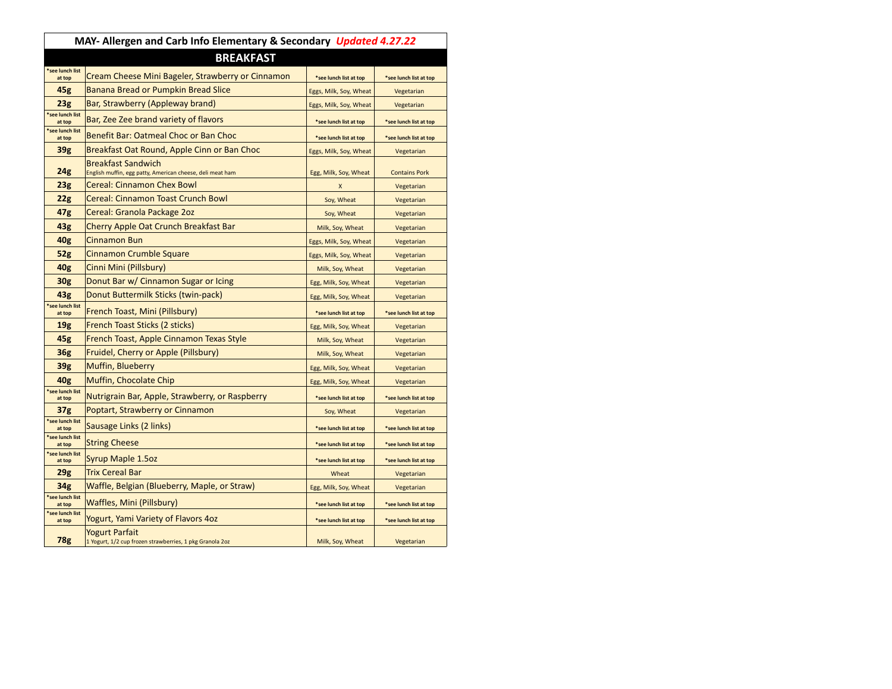# MAY- Allergen and Carb Info Elementary & Secondary *Updated 4.27.22*

## BREAKFAST

| | | | |
|---|---|---|---|
| *see lunch list at top | Cream Cheese Mini Bageler, Strawberry or Cinnamon | *see lunch list at top | *see lunch list at top |
| 45g | Banana Bread or Pumpkin Bread Slice | Eggs, Milk, Soy, Wheat | Vegetarian |
| 23g | Bar, Strawberry (Appleway brand) | Eggs, Milk, Soy, Wheat | Vegetarian |
| *see lunch list at top | Bar, Zee Zee brand variety of flavors | *see lunch list at top | *see lunch list at top |
| *see lunch list at top | Benefit Bar: Oatmeal Choc or Ban Choc | *see lunch list at top | *see lunch list at top |
| 39g | Breakfast Oat Round, Apple Cinn or Ban Choc | Eggs, Milk, Soy, Wheat | Vegetarian |
| 24g | Breakfast Sandwich<br>English muffin, egg patty, American cheese, deli meat ham | Egg, Milk, Soy, Wheat | Contains Pork |
| 23g | Cereal: Cinnamon Chex Bowl | X | Vegetarian |
| 22g | Cereal: Cinnamon Toast Crunch Bowl | Soy, Wheat | Vegetarian |
| 47g | Cereal: Granola Package 2oz | Soy, Wheat | Vegetarian |
| 43g | Cherry Apple Oat Crunch Breakfast Bar | Milk, Soy, Wheat | Vegetarian |
| 40g | Cinnamon Bun | Eggs, Milk, Soy, Wheat | Vegetarian |
| 52g | Cinnamon Crumble Square | Eggs, Milk, Soy, Wheat | Vegetarian |
| 40g | Cinni Mini (Pillsbury) | Milk, Soy, Wheat | Vegetarian |
| 30g | Donut Bar w/ Cinnamon Sugar or Icing | Egg, Milk, Soy, Wheat | Vegetarian |
| 43g | Donut Buttermilk Sticks (twin-pack) | Egg, Milk, Soy, Wheat | Vegetarian |
| *see lunch list at top | French Toast, Mini (Pillsbury) | *see lunch list at top | *see lunch list at top |
| 19g | French Toast Sticks (2 sticks) | Egg, Milk, Soy, Wheat | Vegetarian |
| 45g | French Toast, Apple Cinnamon Texas Style | Milk, Soy, Wheat | Vegetarian |
| 36g | Fruidel, Cherry or Apple (Pillsbury) | Milk, Soy, Wheat | Vegetarian |
| 39g | Muffin, Blueberry | Egg, Milk, Soy, Wheat | Vegetarian |
| 40g | Muffin, Chocolate Chip | Egg, Milk, Soy, Wheat | Vegetarian |
| *see lunch list at top | Nutrigrain Bar, Apple, Strawberry, or Raspberry | *see lunch list at top | *see lunch list at top |
| 37g | Poptart, Strawberry or Cinnamon | Soy, Wheat | Vegetarian |
| *see lunch list at top | Sausage Links (2 links) | *see lunch list at top | *see lunch list at top |
| *see lunch list at top | String Cheese | *see lunch list at top | *see lunch list at top |
| *see lunch list at top | Syrup Maple 1.5oz | *see lunch list at top | *see lunch list at top |
| 29g | Trix Cereal Bar | Wheat | Vegetarian |
| 34g | Waffle, Belgian (Blueberry, Maple, or Straw) | Egg, Milk, Soy, Wheat | Vegetarian |
| *see lunch list at top | Waffles, Mini (Pillsbury) | *see lunch list at top | *see lunch list at top |
| *see lunch list at top | Yogurt, Yami Variety of Flavors 4oz | *see lunch list at top | *see lunch list at top |
| 78g | Yogurt Parfait<br>1 Yogurt, 1/2 cup frozen strawberries, 1 pkg Granola 2oz | Milk, Soy, Wheat | Vegetarian |